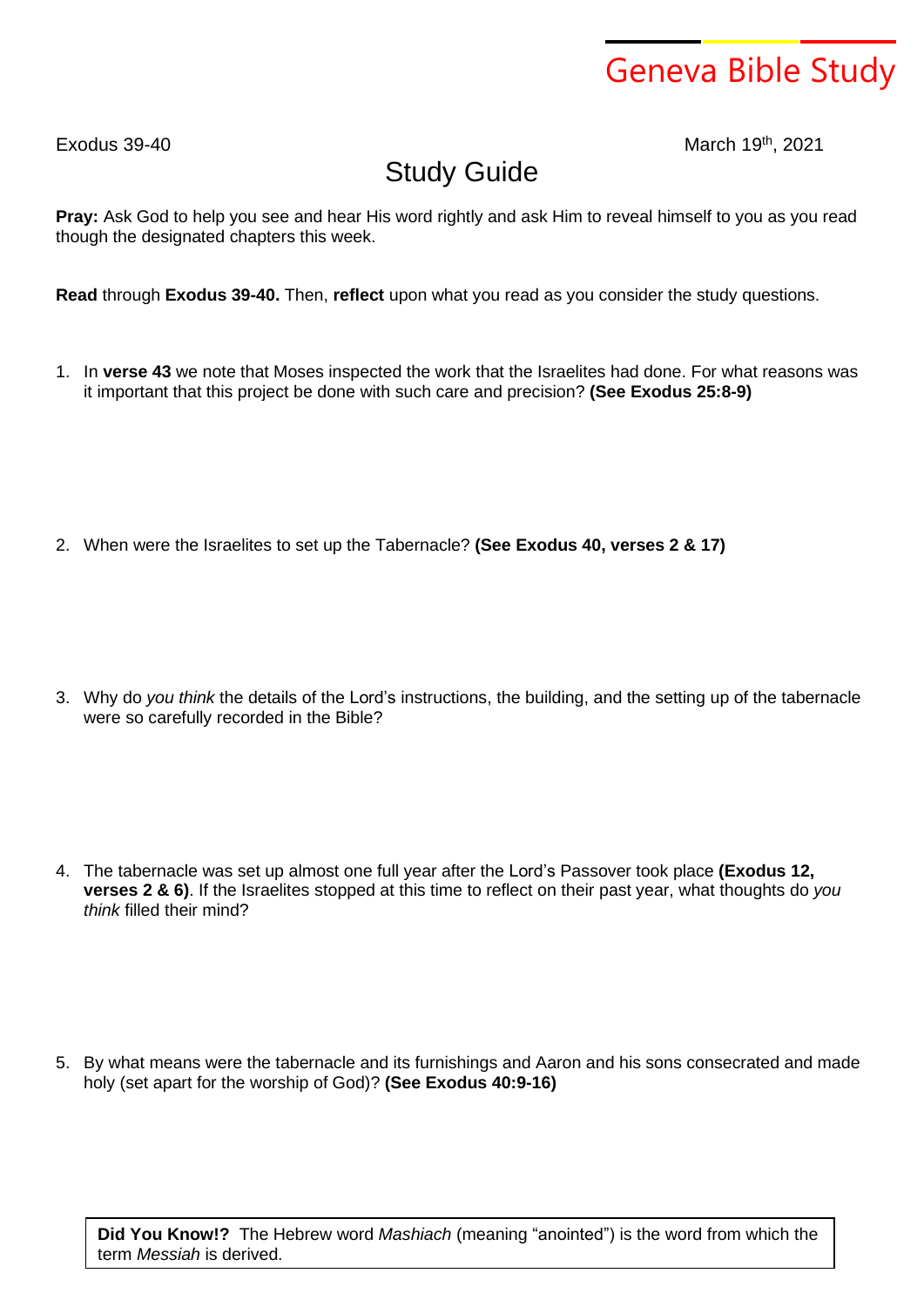Geneva Bible Study

Exodus 39-40

March 19th, 2021

# Study Guide

**Pray:** Ask God to help you see and hear His word rightly and ask Him to reveal himself to you as you read though the designated chapters this week.

**Read** through **Exodus 39-40.** Then, **reflect** upon what you read as you consider the study questions.

1. In **verse 43** we note that Moses inspected the work that the Israelites had done. For what reasons was it important that this project be done with such care and precision? **(See Exodus 25:8-9)**

2. When were the Israelites to set up the Tabernacle? **(See Exodus 40, verses 2 & 17)**

3. Why do *you think* the details of the Lord's instructions, the building, and the setting up of the tabernacle were so carefully recorded in the Bible?

4. The tabernacle was set up almost one full year after the Lord's Passover took place **(Exodus 12, verses 2 & 6)**. If the Israelites stopped at this time to reflect on their past year, what thoughts do *you think* filled their mind?

5. By what means were the tabernacle and its furnishings and Aaron and his sons consecrated and made holy (set apart for the worship of God)? **(See Exodus 40:9-16)**

**Did You Know!?** The Hebrew word *Mashiach* (meaning "anointed") is the word from which the term *Messiah* is derived.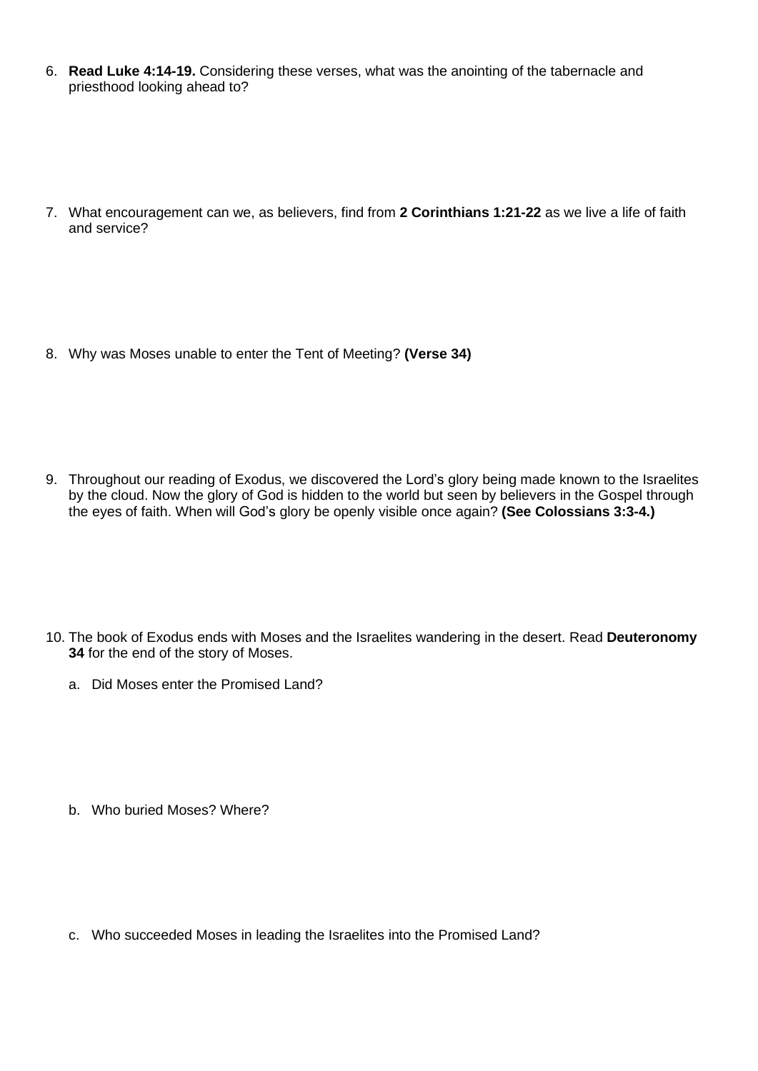6. **Read Luke 4:14-19.** Considering these verses, what was the anointing of the tabernacle and priesthood looking ahead to?

7. What encouragement can we, as believers, find from **2 Corinthians 1:21-22** as we live a life of faith and service?

8. Why was Moses unable to enter the Tent of Meeting? **(Verse 34)**

9. Throughout our reading of Exodus, we discovered the Lord's glory being made known to the Israelites by the cloud. Now the glory of God is hidden to the world but seen by believers in the Gospel through the eyes of faith. When will God's glory be openly visible once again? **(See Colossians 3:3-4.)**

10. The book of Exodus ends with Moses and the Israelites wandering in the desert. Read **Deuteronomy 34** for the end of the story of Moses.

    a. Did Moses enter the Promised Land?

    b. Who buried Moses? Where?

    c. Who succeeded Moses in leading the Israelites into the Promised Land?